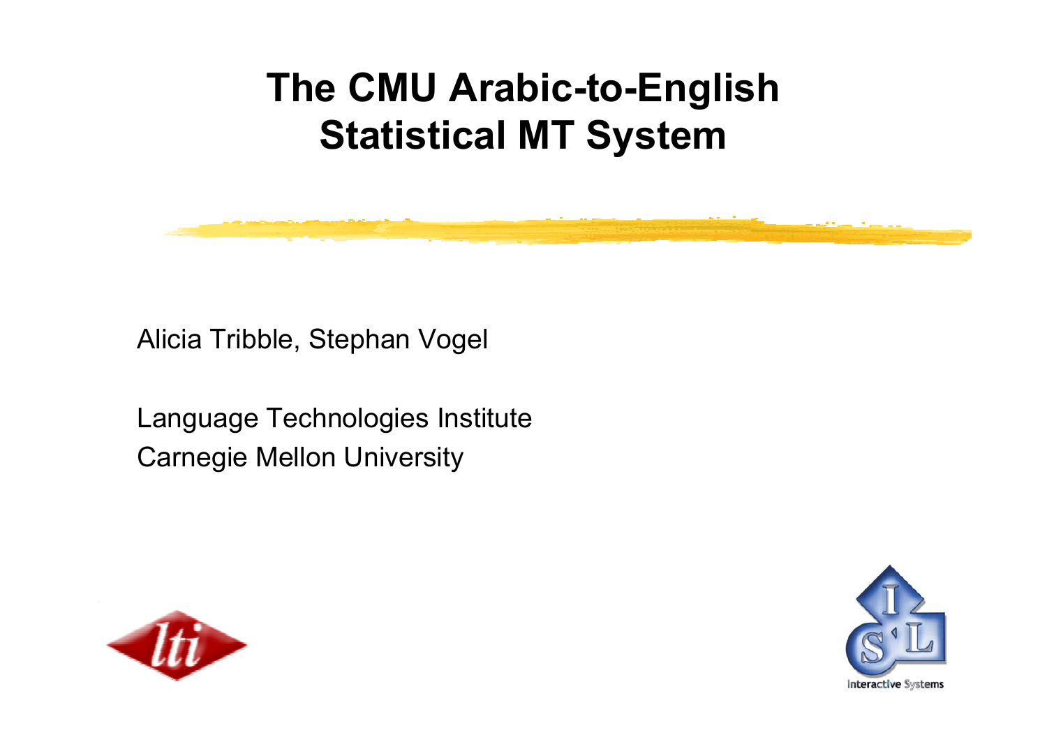# The CMU Arabic-to-English Statistical MT System

Alicia Tribble, Stephan Vogel

Language Technologies Institute
Carnegie Mellon University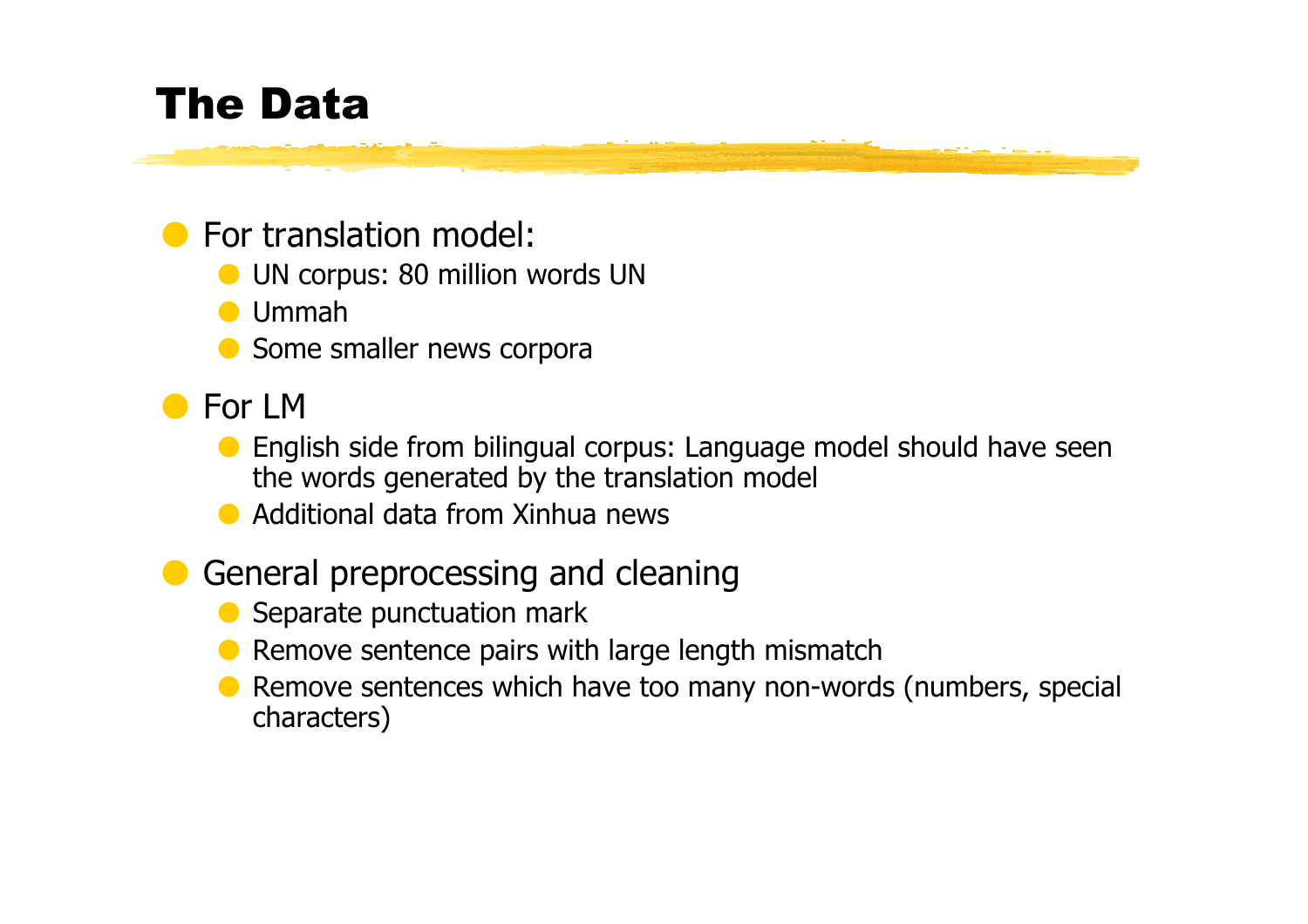# The Data

- For translation model:
  - UN corpus: 80 million words UN
  - Ummah
  - Some smaller news corpora
- For LM
  - English side from bilingual corpus: Language model should have seen the words generated by the translation model
  - Additional data from Xinhua news
- General preprocessing and cleaning
  - Separate punctuation mark
  - Remove sentence pairs with large length mismatch
  - Remove sentences which have too many non-words (numbers, special characters)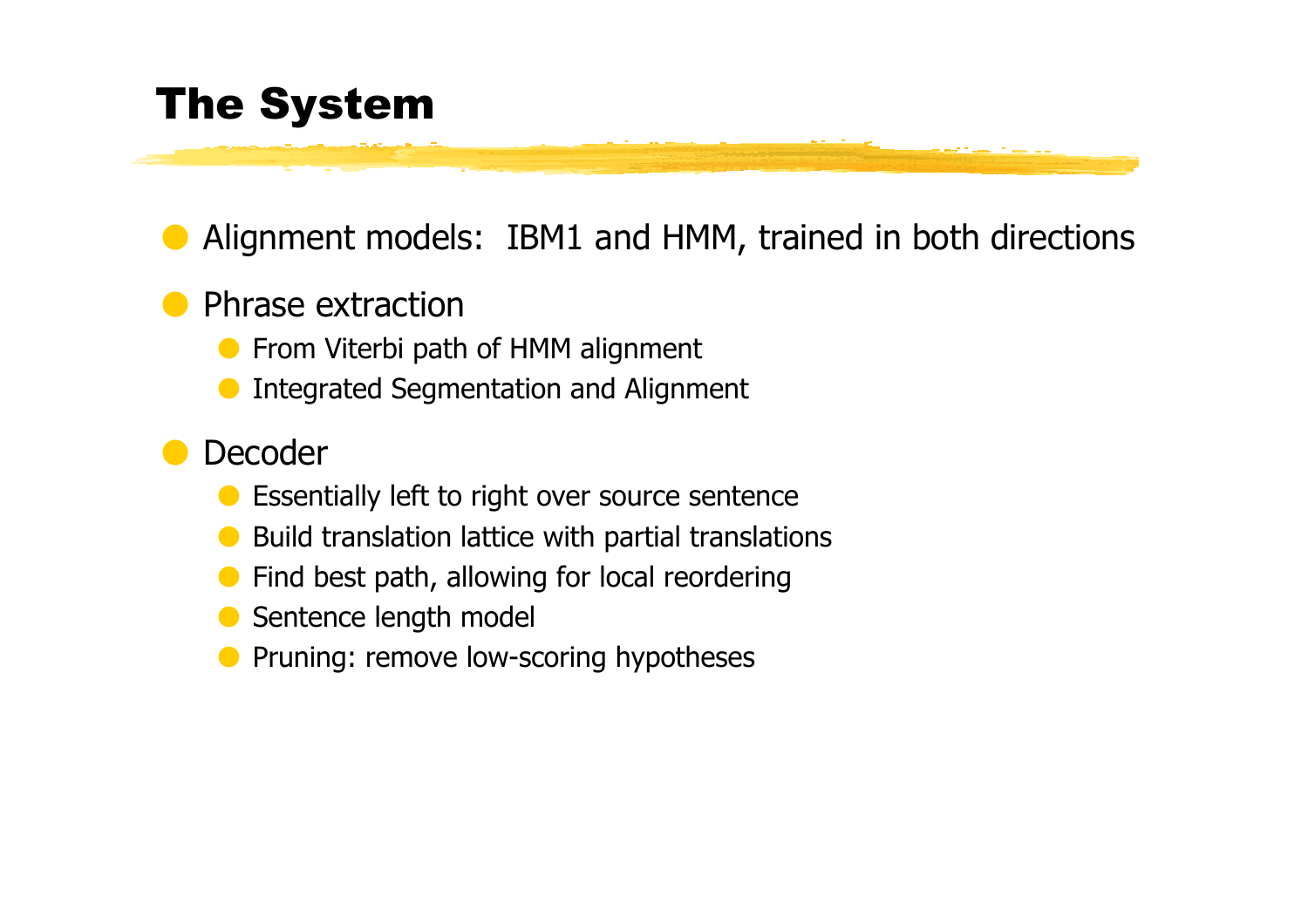# The System

- Alignment models: IBM1 and HMM, trained in both directions
- Phrase extraction
  - From Viterbi path of HMM alignment
  - Integrated Segmentation and Alignment
- Decoder
  - Essentially left to right over source sentence
  - Build translation lattice with partial translations
  - Find best path, allowing for local reordering
  - Sentence length model
  - Pruning: remove low-scoring hypotheses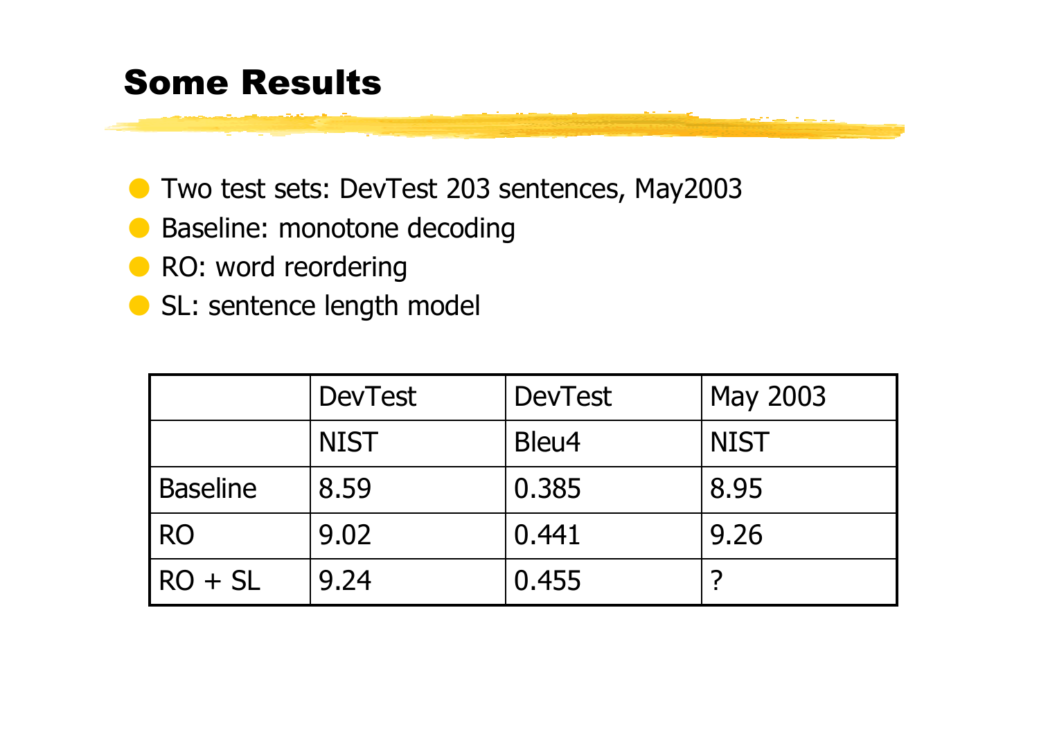# Some Results

- Two test sets: DevTest 203 sentences, May2003
- Baseline: monotone decoding
- RO: word reordering
- SL: sentence length model

| | DevTest | DevTest | May 2003 |
|---|---|---|---|
| | NIST | Bleu4 | NIST |
| Baseline | 8.59 | 0.385 | 8.95 |
| RO | 9.02 | 0.441 | 9.26 |
| RO + SL | 9.24 | 0.455 | ? |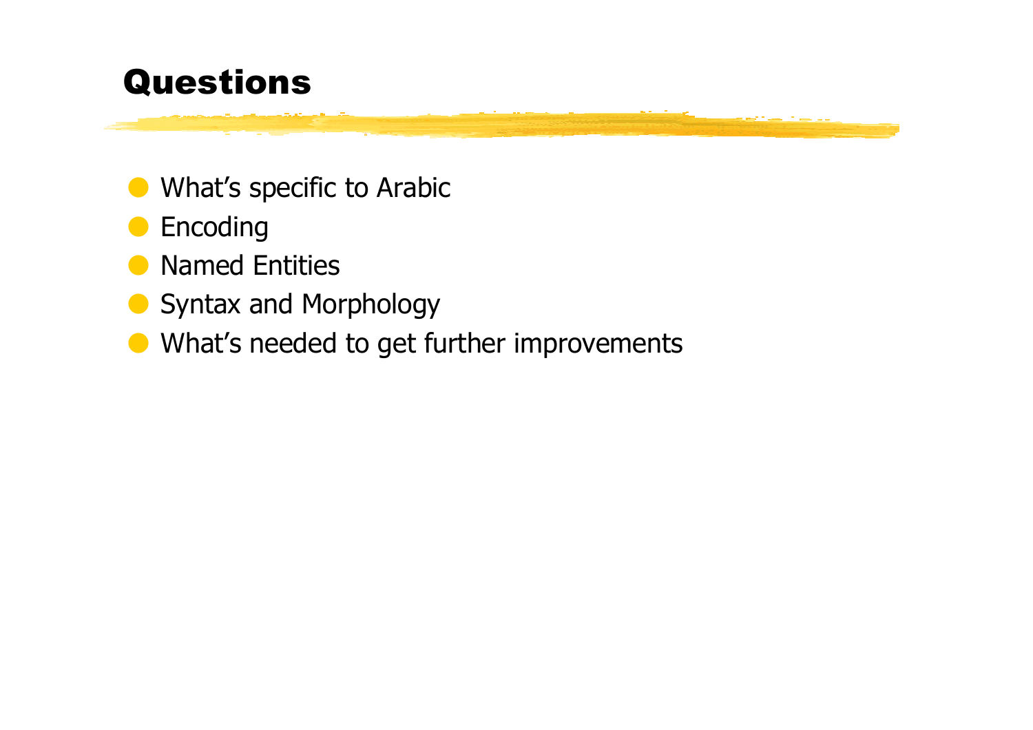# Questions

- What's specific to Arabic
- Encoding
- Named Entities
- Syntax and Morphology
- What's needed to get further improvements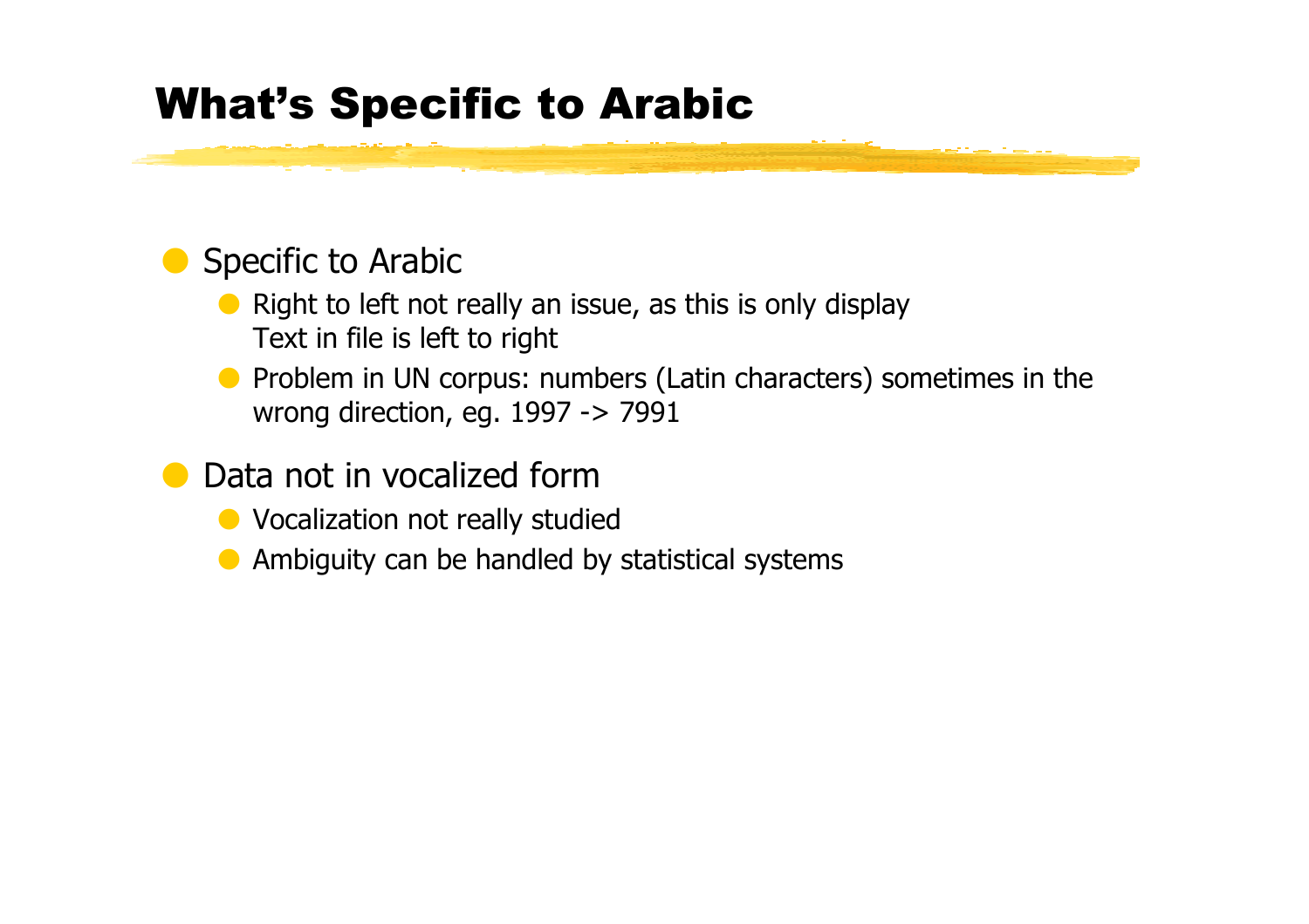# What's Specific to Arabic

- Specific to Arabic
  - Right to left not really an issue, as this is only display
    Text in file is left to right
  - Problem in UN corpus: numbers (Latin characters) sometimes in the wrong direction, eg. 1997 -> 7991
- Data not in vocalized form
  - Vocalization not really studied
  - Ambiguity can be handled by statistical systems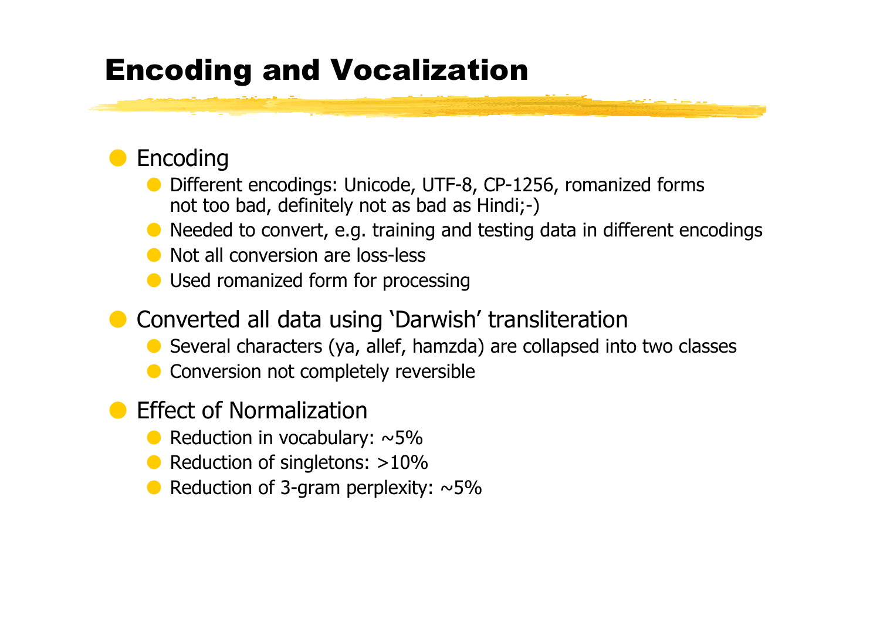# Encoding and Vocalization

- Encoding
  - Different encodings: Unicode, UTF-8, CP-1256, romanized forms not too bad, definitely not as bad as Hindi;-)
  - Needed to convert, e.g. training and testing data in different encodings
  - Not all conversion are loss-less
  - Used romanized form for processing
- Converted all data using 'Darwish' transliteration
  - Several characters (ya, allef, hamzda) are collapsed into two classes
  - Conversion not completely reversible
- Effect of Normalization
  - Reduction in vocabulary: ~5%
  - Reduction of singletons: >10%
  - Reduction of 3-gram perplexity: ~5%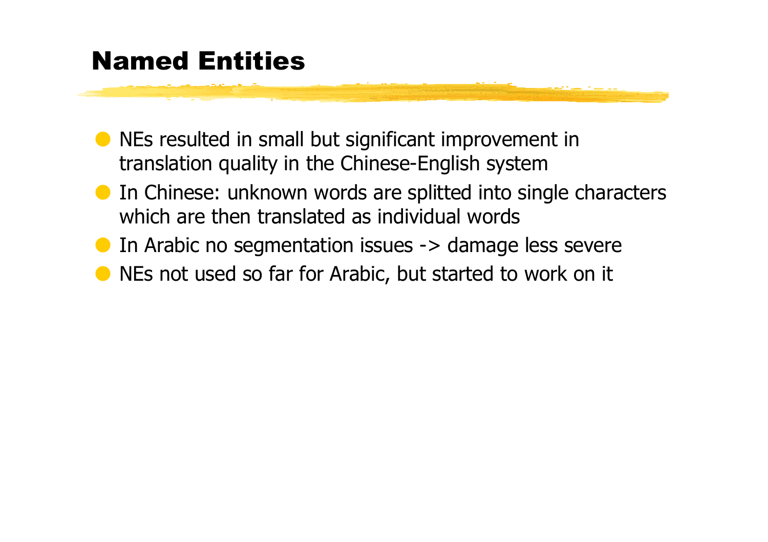# Named Entities

- NEs resulted in small but significant improvement in translation quality in the Chinese-English system
- In Chinese: unknown words are splitted into single characters which are then translated as individual words
- In Arabic no segmentation issues -> damage less severe
- NEs not used so far for Arabic, but started to work on it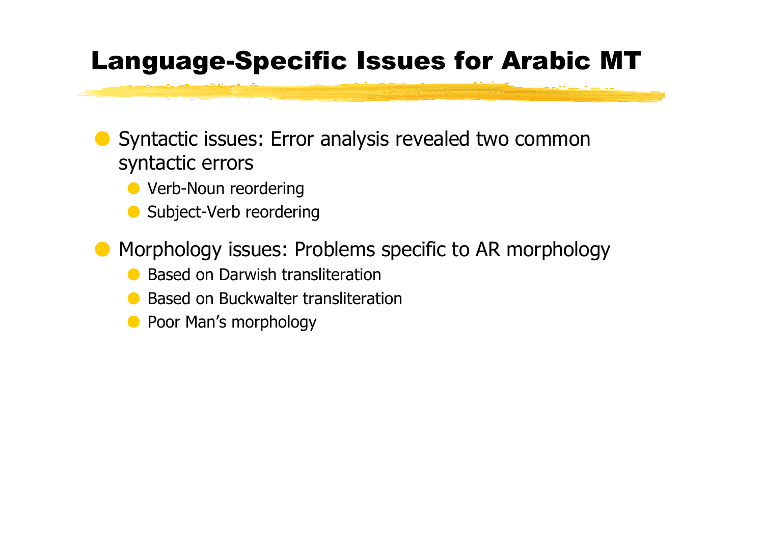# Language-Specific Issues for Arabic MT

- Syntactic issues: Error analysis revealed two common syntactic errors
  - Verb-Noun reordering
  - Subject-Verb reordering
- Morphology issues: Problems specific to AR morphology
  - Based on Darwish transliteration
  - Based on Buckwalter transliteration
  - Poor Man's morphology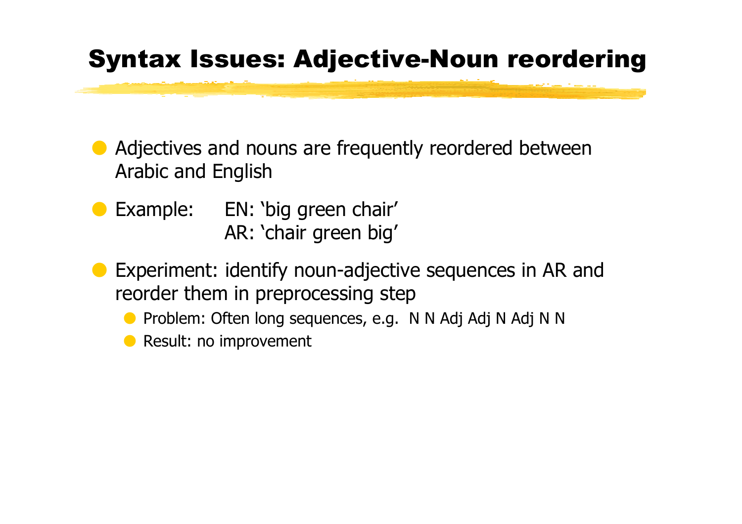# Syntax Issues: Adjective-Noun reordering

- Adjectives and nouns are frequently reordered between Arabic and English
- Example: EN: ‘big green chair’
  AR: ‘chair green big’
- Experiment: identify noun-adjective sequences in AR and reorder them in preprocessing step
  - Problem: Often long sequences, e.g. N N Adj Adj N Adj N N
  - Result: no improvement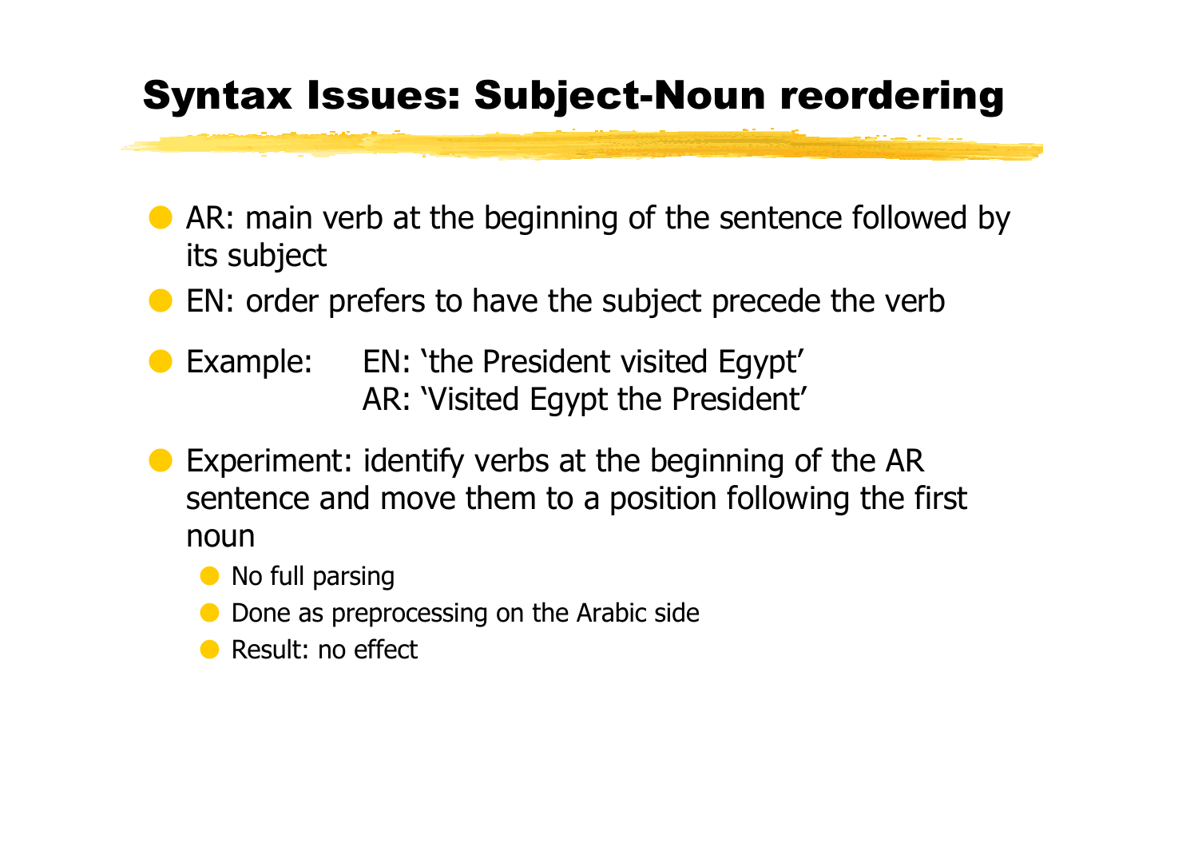# Syntax Issues: Subject-Noun reordering

- AR: main verb at the beginning of the sentence followed by its subject
- EN: order prefers to have the subject precede the verb
- Example: EN: 'the President visited Egypt'
  AR: 'Visited Egypt the President'
- Experiment: identify verbs at the beginning of the AR sentence and move them to a position following the first noun
  - No full parsing
  - Done as preprocessing on the Arabic side
  - Result: no effect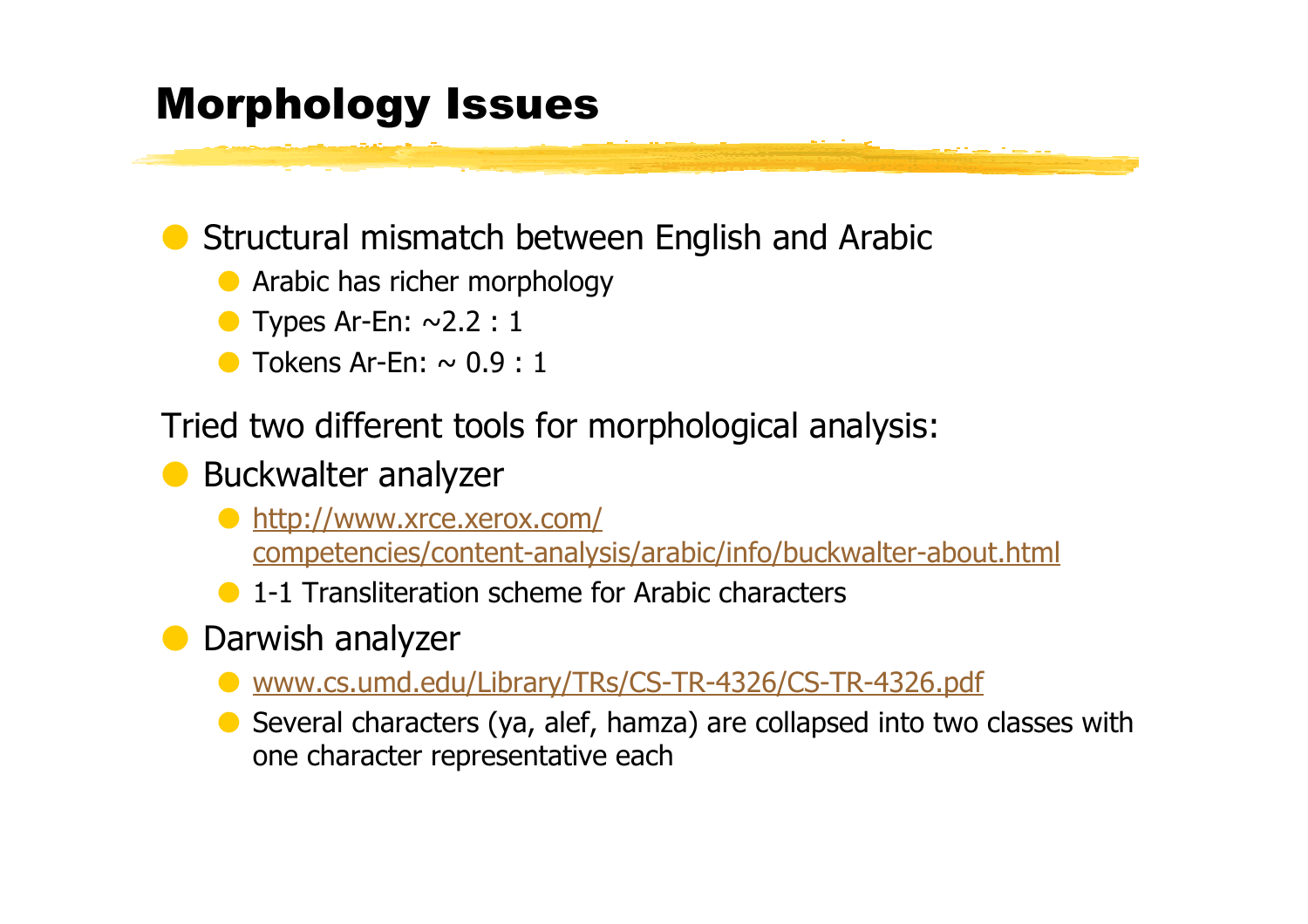# Morphology Issues

- Structural mismatch between English and Arabic
  - Arabic has richer morphology
  - Types Ar-En: ~2.2 : 1
  - Tokens Ar-En: ~ 0.9 : 1

Tried two different tools for morphological analysis:

- Buckwalter analyzer
  - http://www.xrce.xerox.com/competencies/content-analysis/arabic/info/buckwalter-about.html
  - 1-1 Transliteration scheme for Arabic characters
- Darwish analyzer
  - www.cs.umd.edu/Library/TRs/CS-TR-4326/CS-TR-4326.pdf
  - Several characters (ya, alef, hamza) are collapsed into two classes with one character representative each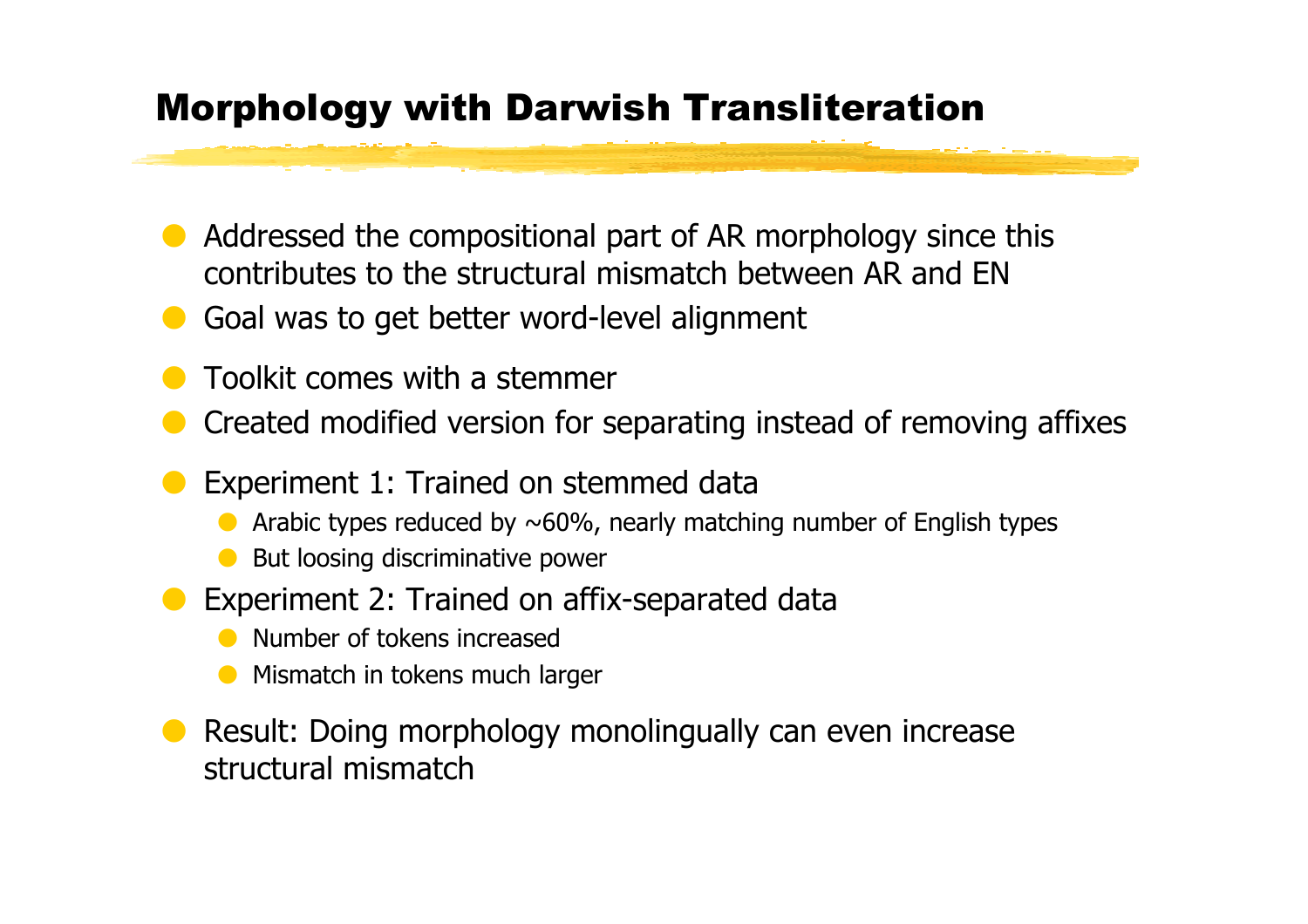# Morphology with Darwish Transliteration

- Addressed the compositional part of AR morphology since this contributes to the structural mismatch between AR and EN
- Goal was to get better word-level alignment
- Toolkit comes with a stemmer
- Created modified version for separating instead of removing affixes
- Experiment 1: Trained on stemmed data
  - Arabic types reduced by ~60%, nearly matching number of English types
  - But loosing discriminative power
- Experiment 2: Trained on affix-separated data
  - Number of tokens increased
  - Mismatch in tokens much larger
- Result: Doing morphology monolingually can even increase structural mismatch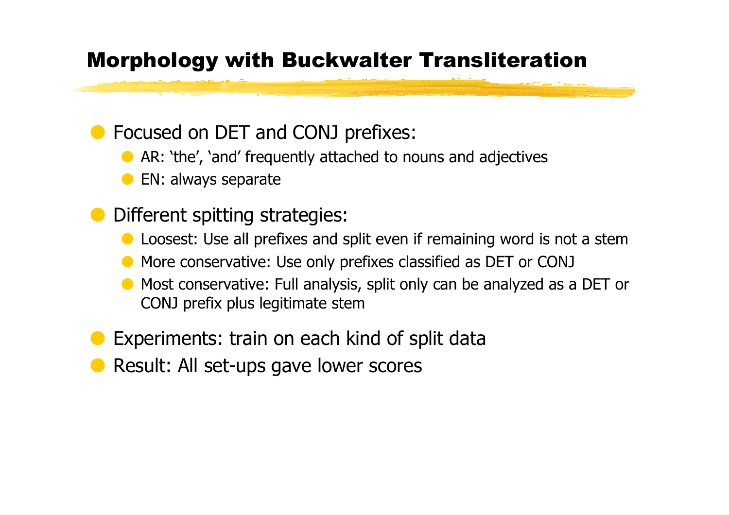# Morphology with Buckwalter Transliteration

- Focused on DET and CONJ prefixes:
  - AR: ‘the’, ‘and’ frequently attached to nouns and adjectives
  - EN: always separate
- Different spitting strategies:
  - Loosest: Use all prefixes and split even if remaining word is not a stem
  - More conservative: Use only prefixes classified as DET or CONJ
  - Most conservative: Full analysis, split only can be analyzed as a DET or CONJ prefix plus legitimate stem
- Experiments: train on each kind of split data
- Result: All set-ups gave lower scores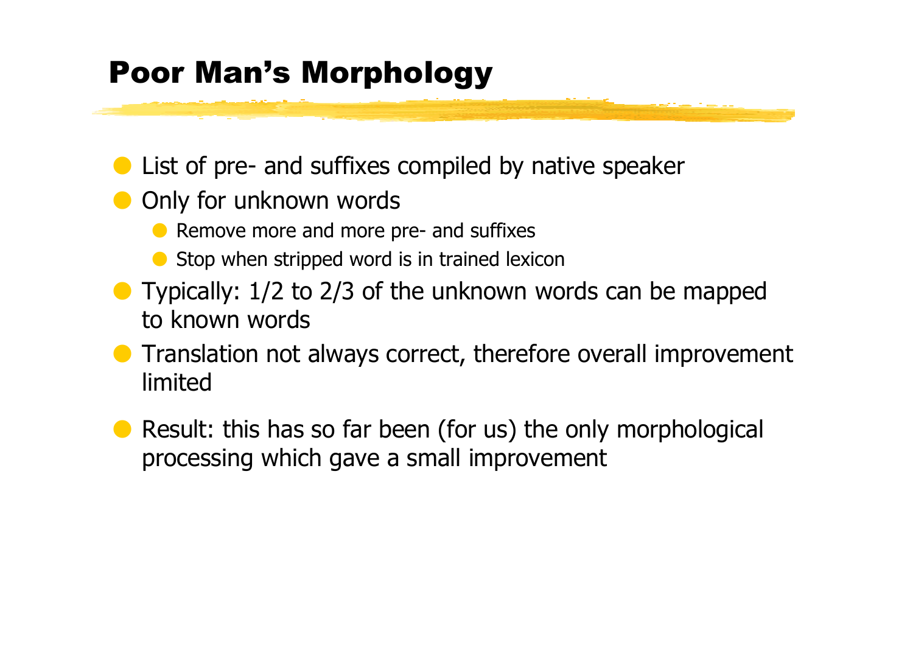# Poor Man's Morphology

- List of pre- and suffixes compiled by native speaker
- Only for unknown words
  - Remove more and more pre- and suffixes
  - Stop when stripped word is in trained lexicon
- Typically: 1/2 to 2/3 of the unknown words can be mapped to known words
- Translation not always correct, therefore overall improvement limited
- Result: this has so far been (for us) the only morphological processing which gave a small improvement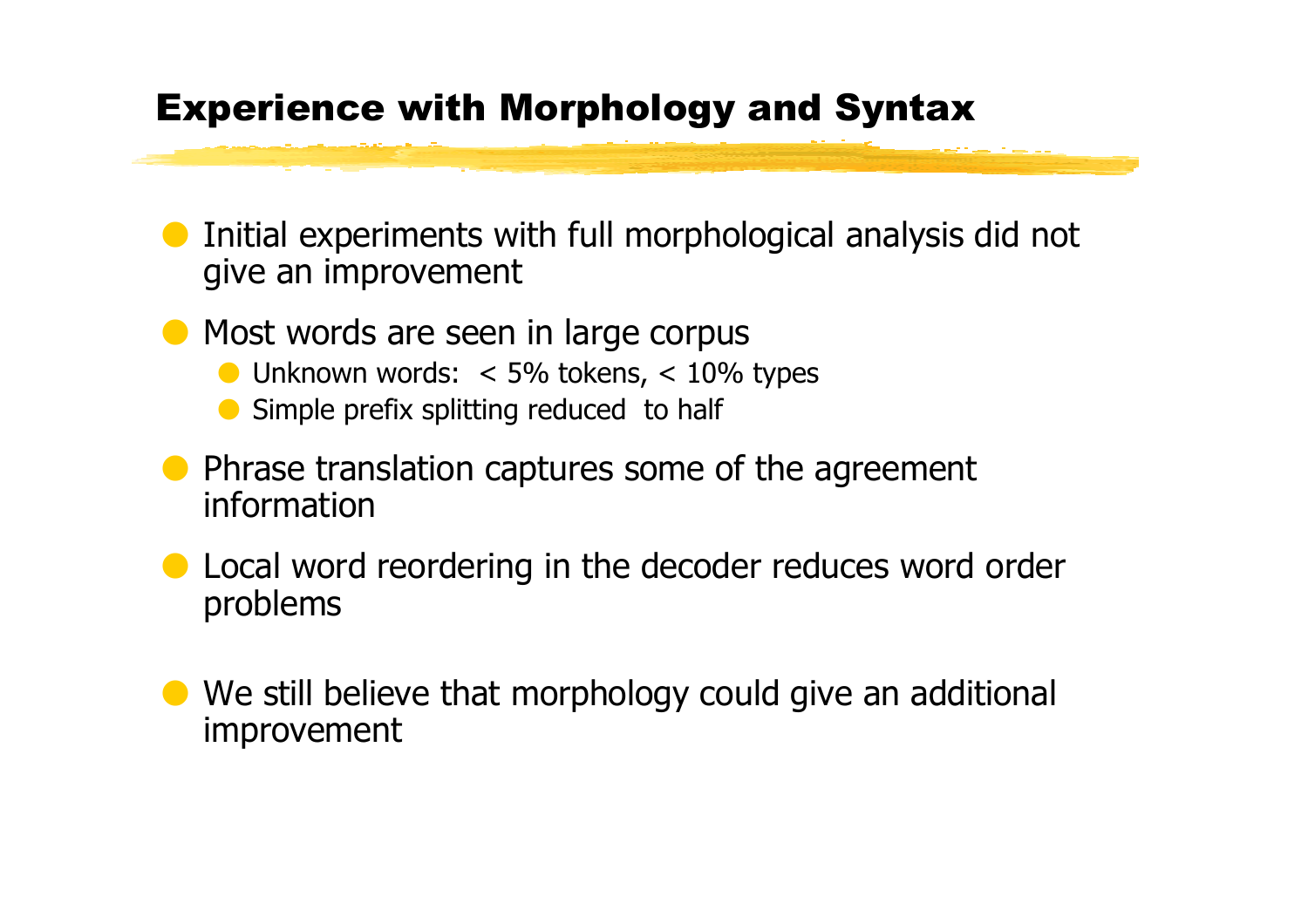# Experience with Morphology and Syntax

- Initial experiments with full morphological analysis did not give an improvement
- Most words are seen in large corpus
  - Unknown words: < 5% tokens, < 10% types
  - Simple prefix splitting reduced to half
- Phrase translation captures some of the agreement information
- Local word reordering in the decoder reduces word order problems
- We still believe that morphology could give an additional improvement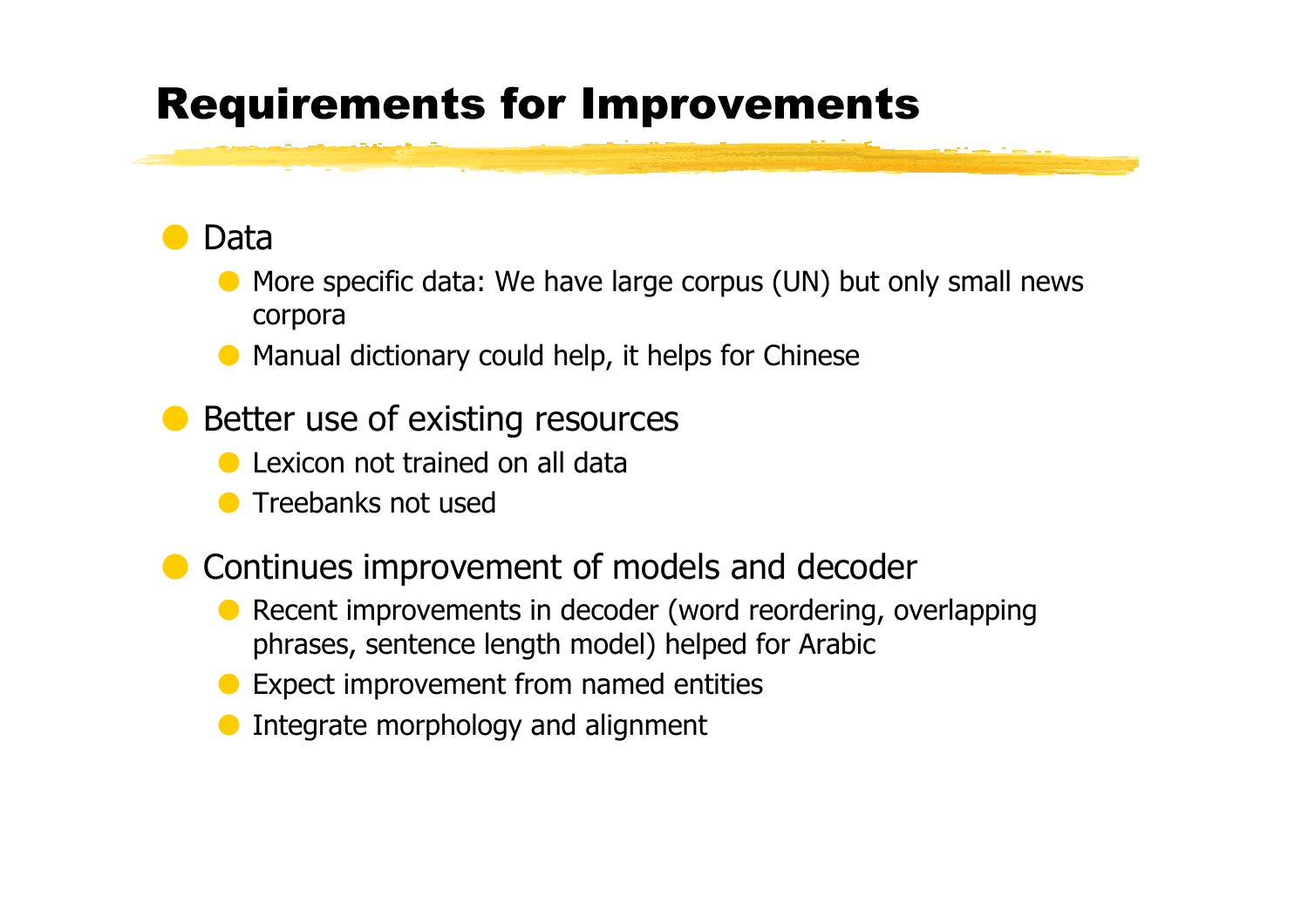# Requirements for Improvements

- Data
  - More specific data: We have large corpus (UN) but only small news corpora
  - Manual dictionary could help, it helps for Chinese
- Better use of existing resources
  - Lexicon not trained on all data
  - Treebanks not used
- Continues improvement of models and decoder
  - Recent improvements in decoder (word reordering, overlapping phrases, sentence length model) helped for Arabic
  - Expect improvement from named entities
  - Integrate morphology and alignment